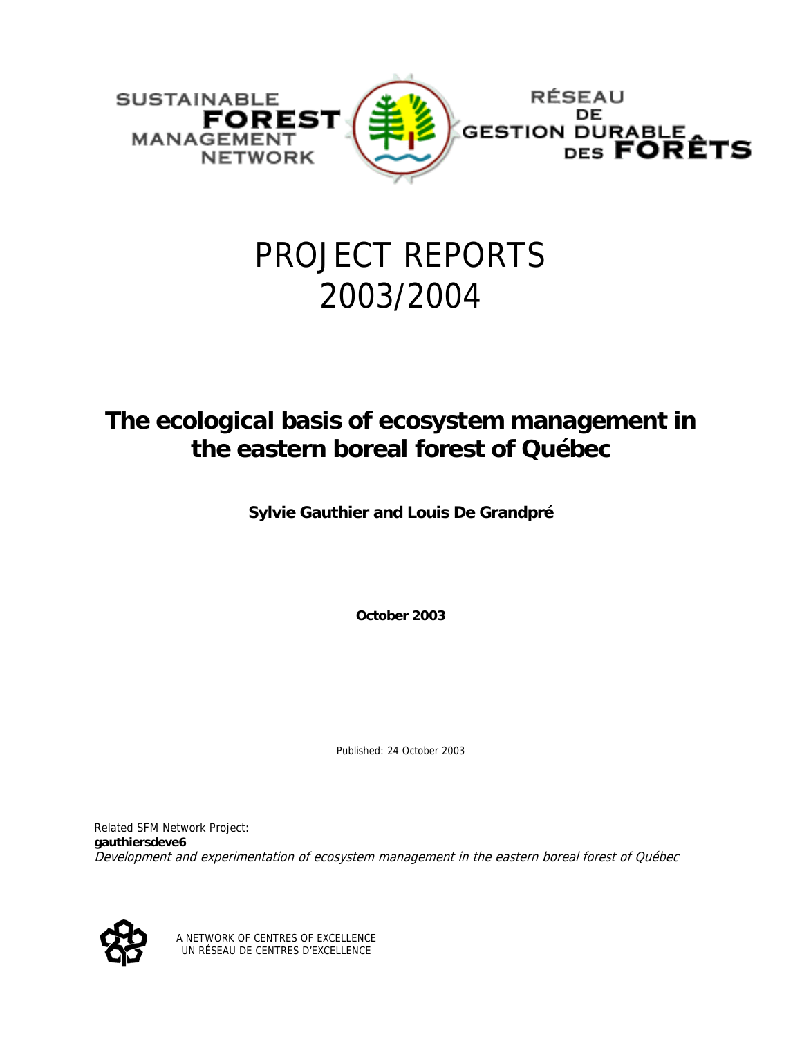SUSTAINABLE **FOREST** MANAGEMENT NETWORK

RÉSEAU DE GESTION DURABLE DES **FORÊTS**

# PROJECT REPORTS 2003/2004

## The ecological basis of ecosystem management in the eastern boreal forest of Québec

**Sylvie Gauthier and Louis De Grandpré**

**October 2003**

Published: 24 October 2003

Related SFM Network Project:
**gauthiersdeve6**
*Development and experimentation of ecosystem management in the eastern boreal forest of Québec*

A NETWORK OF CENTRES OF EXCELLENCE
UN RÉSEAU DE CENTRES D'EXCELLENCE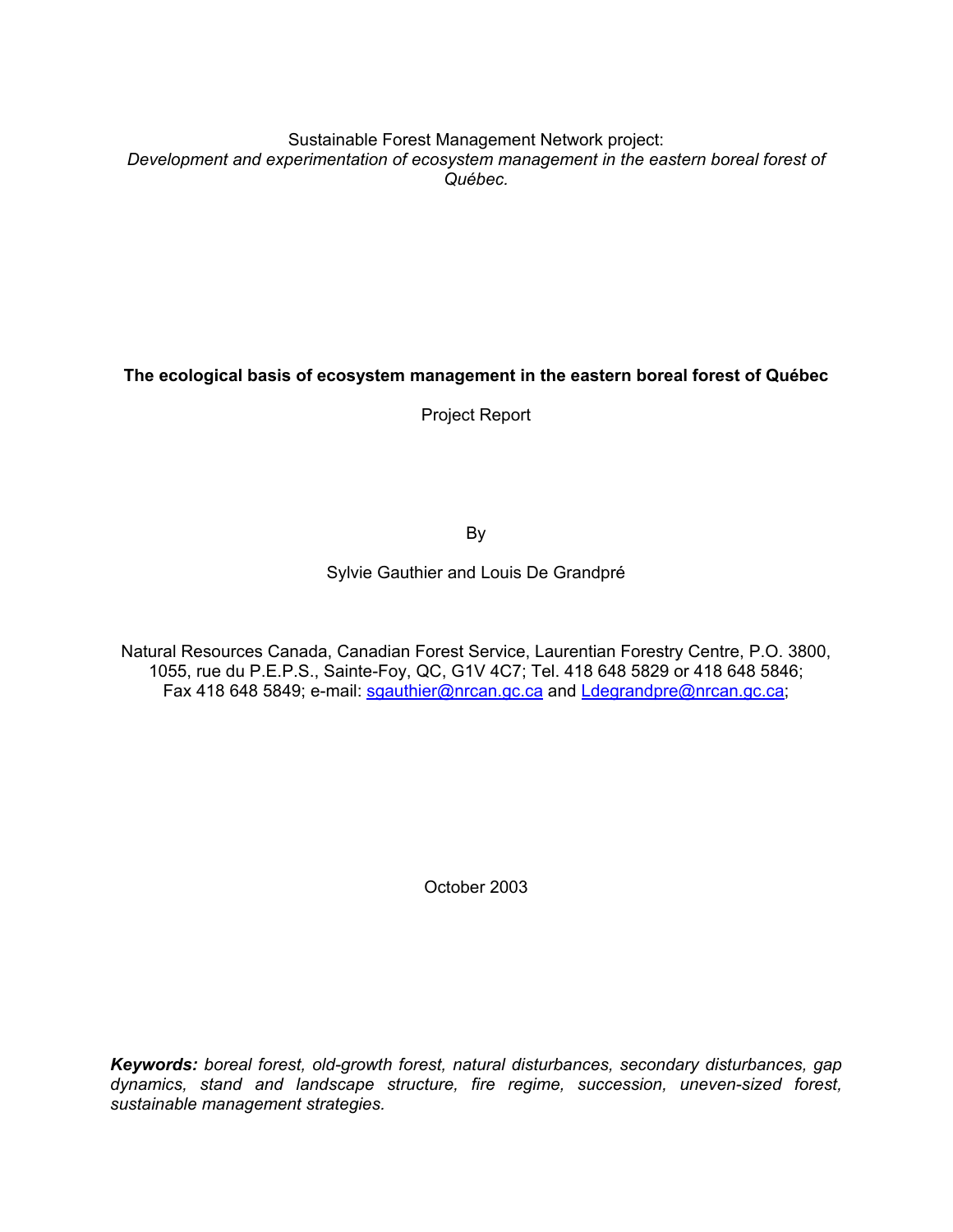Sustainable Forest Management Network project:
*Development and experimentation of ecosystem management in the eastern boreal forest of Québec.*

**The ecological basis of ecosystem management in the eastern boreal forest of Québec**

Project Report

By

Sylvie Gauthier and Louis De Grandpré

Natural Resources Canada, Canadian Forest Service, Laurentian Forestry Centre, P.O. 3800, 1055, rue du P.E.P.S., Sainte-Foy, QC, G1V 4C7; Tel. 418 648 5829 or 418 648 5846; Fax 418 648 5849; e-mail: sgauthier@nrcan.gc.ca and Ldegrandpre@nrcan.gc.ca;

October 2003

***Keywords:*** *boreal forest, old-growth forest, natural disturbances, secondary disturbances, gap dynamics, stand and landscape structure, fire regime, succession, uneven-sized forest, sustainable management strategies.*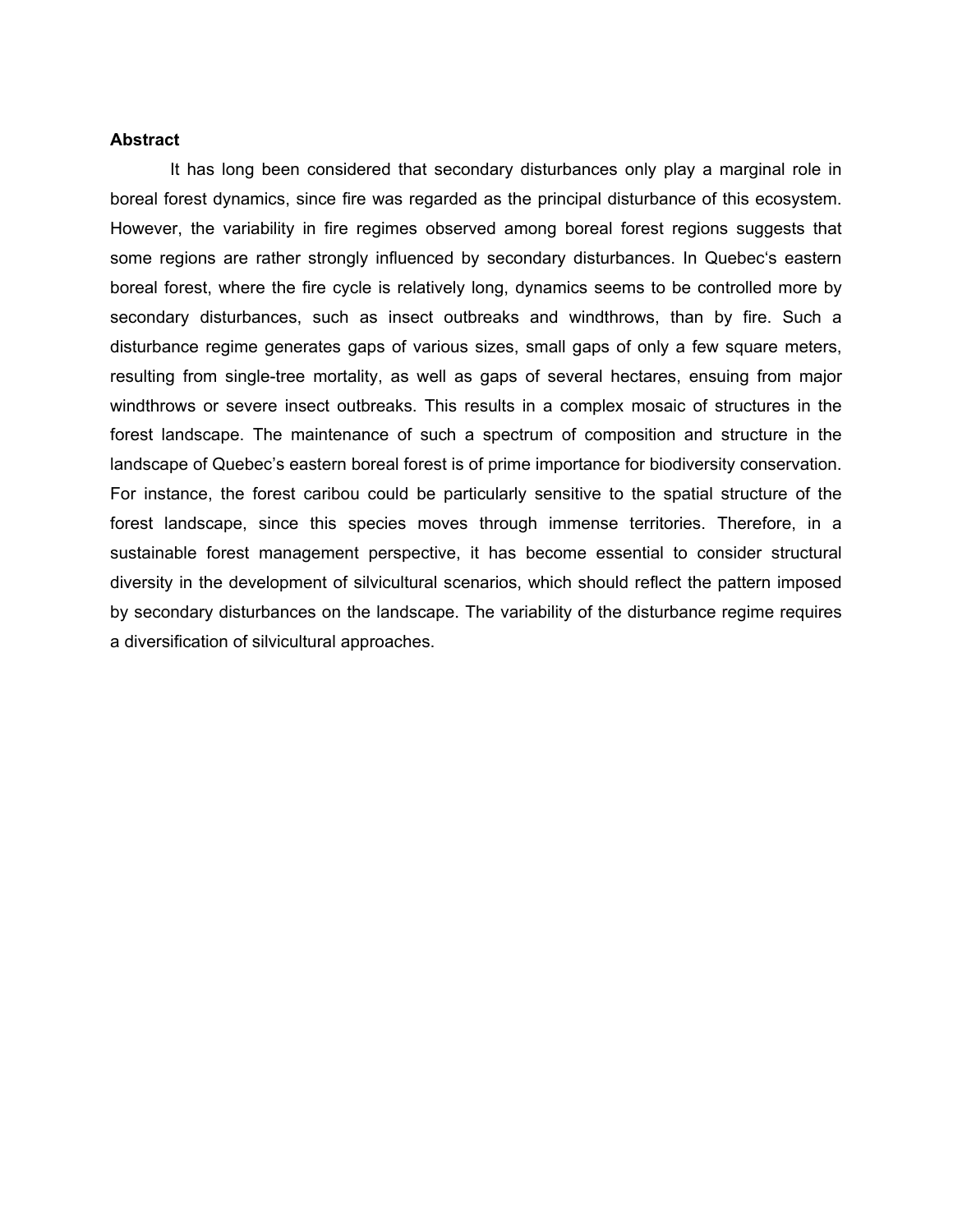**Abstract**

It has long been considered that secondary disturbances only play a marginal role in boreal forest dynamics, since fire was regarded as the principal disturbance of this ecosystem. However, the variability in fire regimes observed among boreal forest regions suggests that some regions are rather strongly influenced by secondary disturbances. In Quebec's eastern boreal forest, where the fire cycle is relatively long, dynamics seems to be controlled more by secondary disturbances, such as insect outbreaks and windthrows, than by fire. Such a disturbance regime generates gaps of various sizes, small gaps of only a few square meters, resulting from single-tree mortality, as well as gaps of several hectares, ensuing from major windthrows or severe insect outbreaks. This results in a complex mosaic of structures in the forest landscape. The maintenance of such a spectrum of composition and structure in the landscape of Quebec's eastern boreal forest is of prime importance for biodiversity conservation. For instance, the forest caribou could be particularly sensitive to the spatial structure of the forest landscape, since this species moves through immense territories. Therefore, in a sustainable forest management perspective, it has become essential to consider structural diversity in the development of silvicultural scenarios, which should reflect the pattern imposed by secondary disturbances on the landscape. The variability of the disturbance regime requires a diversification of silvicultural approaches.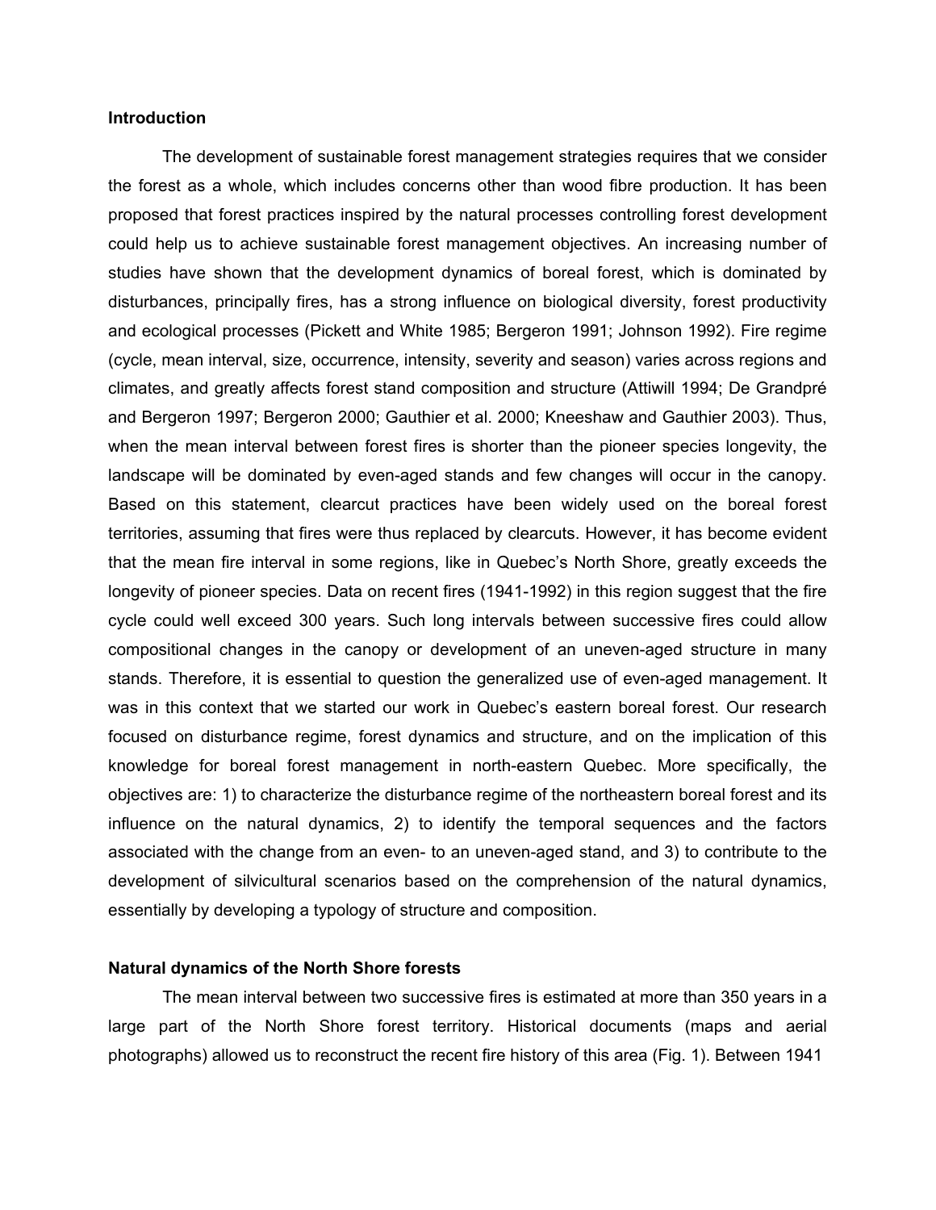## Introduction

The development of sustainable forest management strategies requires that we consider the forest as a whole, which includes concerns other than wood fibre production. It has been proposed that forest practices inspired by the natural processes controlling forest development could help us to achieve sustainable forest management objectives. An increasing number of studies have shown that the development dynamics of boreal forest, which is dominated by disturbances, principally fires, has a strong influence on biological diversity, forest productivity and ecological processes (Pickett and White 1985; Bergeron 1991; Johnson 1992). Fire regime (cycle, mean interval, size, occurrence, intensity, severity and season) varies across regions and climates, and greatly affects forest stand composition and structure (Attiwill 1994; De Grandpré and Bergeron 1997; Bergeron 2000; Gauthier et al. 2000; Kneeshaw and Gauthier 2003). Thus, when the mean interval between forest fires is shorter than the pioneer species longevity, the landscape will be dominated by even-aged stands and few changes will occur in the canopy. Based on this statement, clearcut practices have been widely used on the boreal forest territories, assuming that fires were thus replaced by clearcuts. However, it has become evident that the mean fire interval in some regions, like in Quebec's North Shore, greatly exceeds the longevity of pioneer species. Data on recent fires (1941-1992) in this region suggest that the fire cycle could well exceed 300 years. Such long intervals between successive fires could allow compositional changes in the canopy or development of an uneven-aged structure in many stands. Therefore, it is essential to question the generalized use of even-aged management. It was in this context that we started our work in Quebec's eastern boreal forest. Our research focused on disturbance regime, forest dynamics and structure, and on the implication of this knowledge for boreal forest management in north-eastern Quebec. More specifically, the objectives are: 1) to characterize the disturbance regime of the northeastern boreal forest and its influence on the natural dynamics, 2) to identify the temporal sequences and the factors associated with the change from an even- to an uneven-aged stand, and 3) to contribute to the development of silvicultural scenarios based on the comprehension of the natural dynamics, essentially by developing a typology of structure and composition.

## Natural dynamics of the North Shore forests

The mean interval between two successive fires is estimated at more than 350 years in a large part of the North Shore forest territory. Historical documents (maps and aerial photographs) allowed us to reconstruct the recent fire history of this area (Fig. 1). Between 1941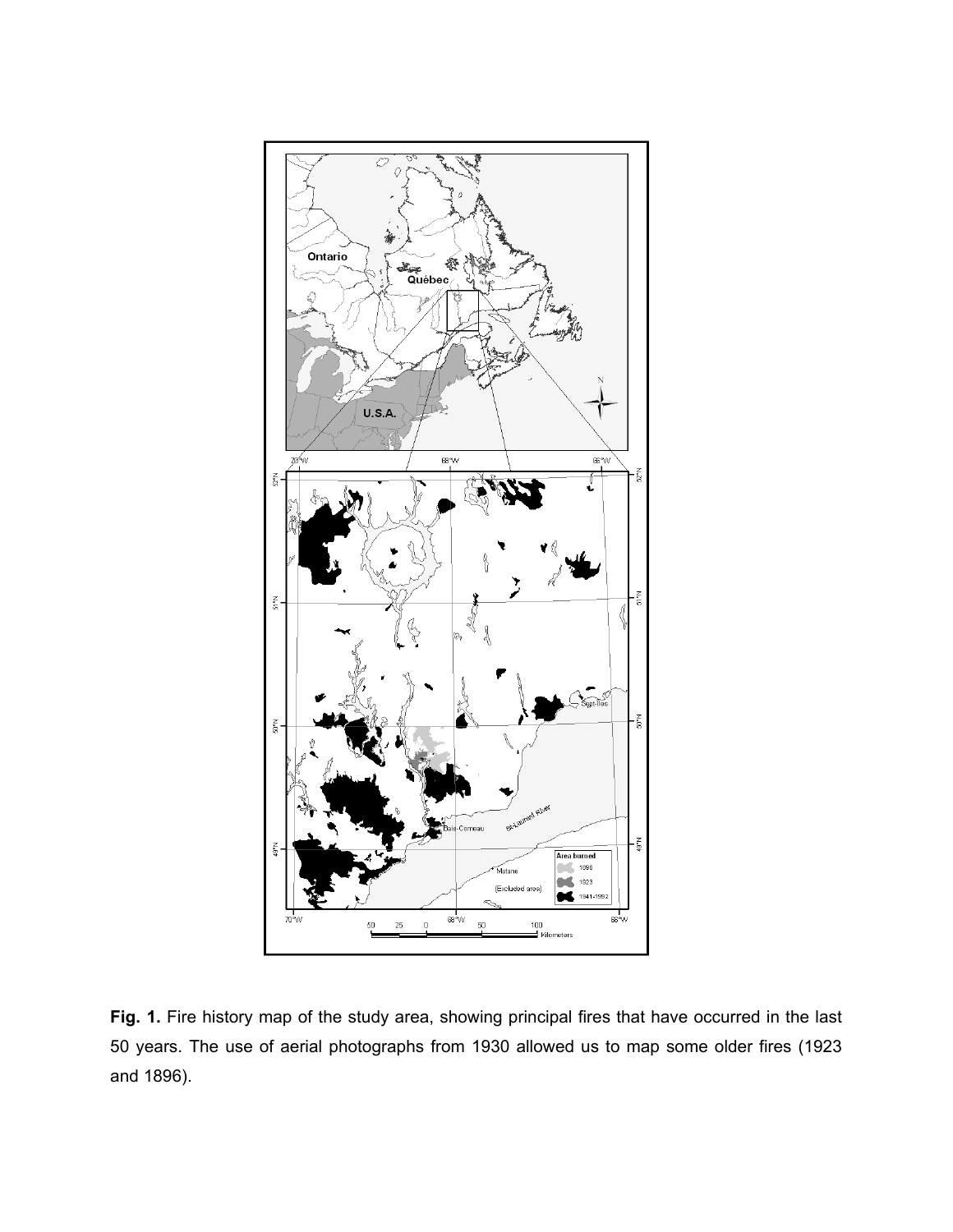**Fig. 1.** Fire history map of the study area, showing principal fires that have occurred in the last 50 years. The use of aerial photographs from 1930 allowed us to map some older fires (1923 and 1896).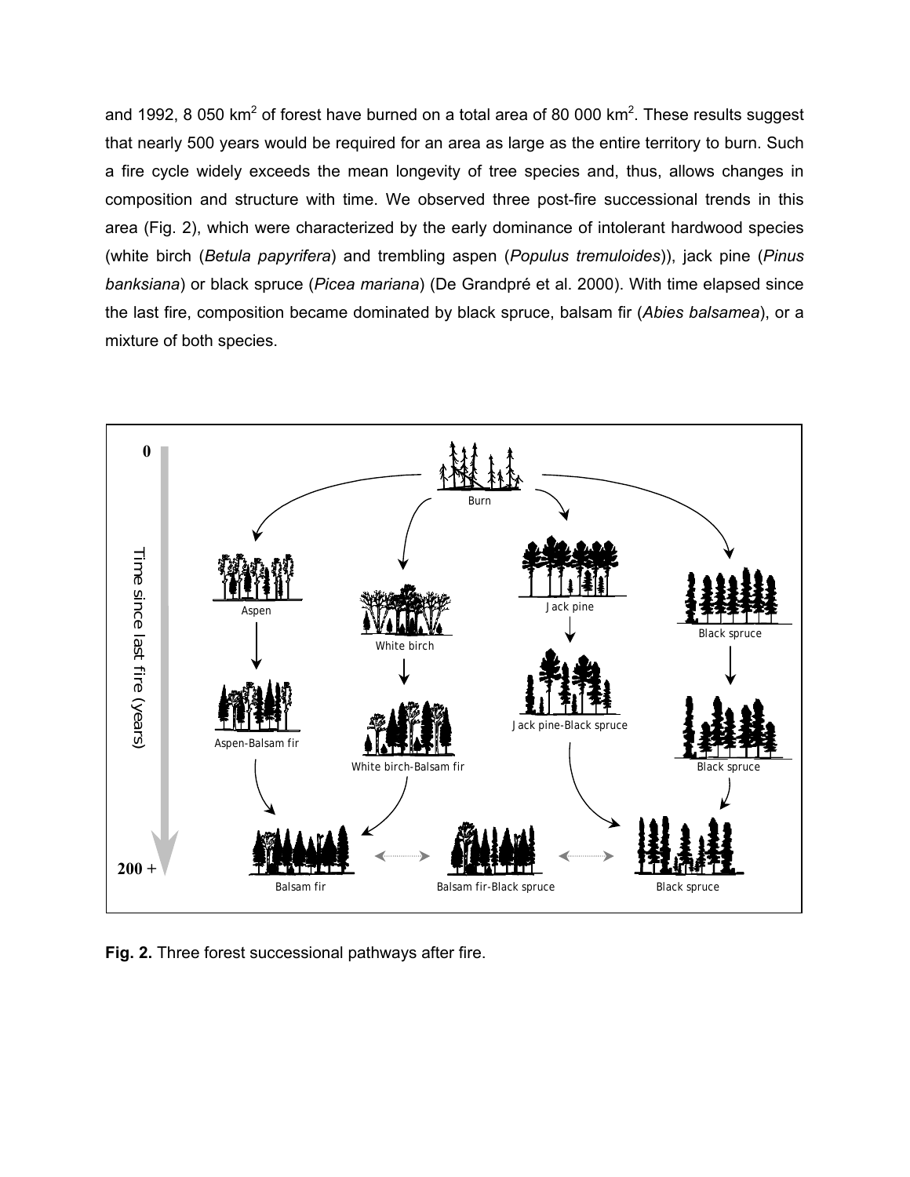and 1992, 8 050 km$^2$ of forest have burned on a total area of 80 000 km$^2$. These results suggest that nearly 500 years would be required for an area as large as the entire territory to burn. Such a fire cycle widely exceeds the mean longevity of tree species and, thus, allows changes in composition and structure with time. We observed three post-fire successional trends in this area (Fig. 2), which were characterized by the early dominance of intolerant hardwood species (white birch (*Betula papyrifera*) and trembling aspen (*Populus tremuloides*)), jack pine (*Pinus banksiana*) or black spruce (*Picea mariana*) (De Grandpré et al. 2000). With time elapsed since the last fire, composition became dominated by black spruce, balsam fir (*Abies balsamea*), or a mixture of both species.

**Fig. 2.** Three forest successional pathways after fire.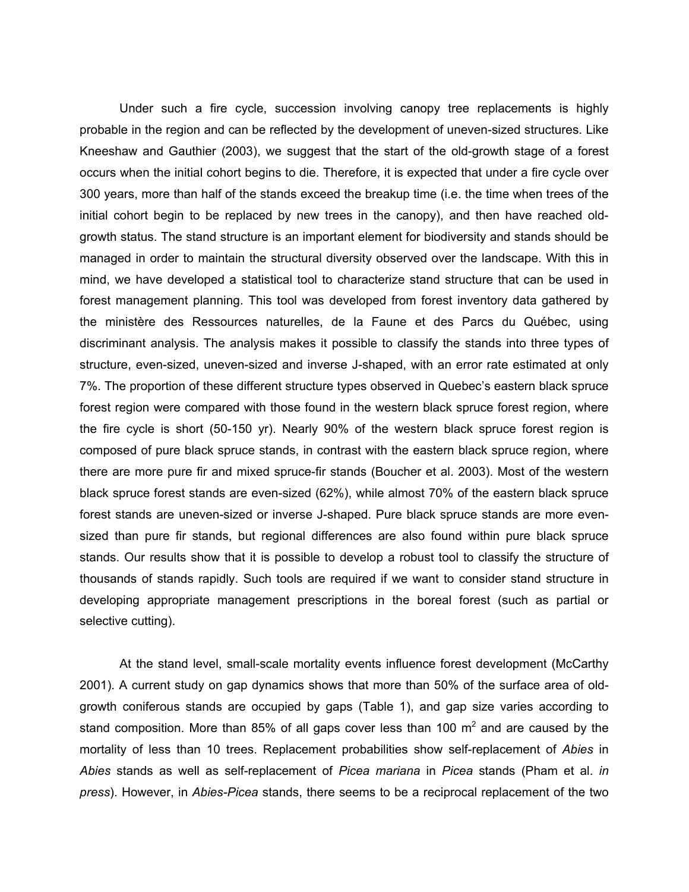Under such a fire cycle, succession involving canopy tree replacements is highly probable in the region and can be reflected by the development of uneven-sized structures. Like Kneeshaw and Gauthier (2003), we suggest that the start of the old-growth stage of a forest occurs when the initial cohort begins to die. Therefore, it is expected that under a fire cycle over 300 years, more than half of the stands exceed the breakup time (i.e. the time when trees of the initial cohort begin to be replaced by new trees in the canopy), and then have reached old-growth status. The stand structure is an important element for biodiversity and stands should be managed in order to maintain the structural diversity observed over the landscape. With this in mind, we have developed a statistical tool to characterize stand structure that can be used in forest management planning. This tool was developed from forest inventory data gathered by the ministère des Ressources naturelles, de la Faune et des Parcs du Québec, using discriminant analysis. The analysis makes it possible to classify the stands into three types of structure, even-sized, uneven-sized and inverse J-shaped, with an error rate estimated at only 7%. The proportion of these different structure types observed in Quebec's eastern black spruce forest region were compared with those found in the western black spruce forest region, where the fire cycle is short (50-150 yr). Nearly 90% of the western black spruce forest region is composed of pure black spruce stands, in contrast with the eastern black spruce region, where there are more pure fir and mixed spruce-fir stands (Boucher et al. 2003). Most of the western black spruce forest stands are even-sized (62%), while almost 70% of the eastern black spruce forest stands are uneven-sized or inverse J-shaped. Pure black spruce stands are more even-sized than pure fir stands, but regional differences are also found within pure black spruce stands. Our results show that it is possible to develop a robust tool to classify the structure of thousands of stands rapidly. Such tools are required if we want to consider stand structure in developing appropriate management prescriptions in the boreal forest (such as partial or selective cutting).

At the stand level, small-scale mortality events influence forest development (McCarthy 2001). A current study on gap dynamics shows that more than 50% of the surface area of old-growth coniferous stands are occupied by gaps (Table 1), and gap size varies according to stand composition. More than 85% of all gaps cover less than 100 $m^2$ and are caused by the mortality of less than 10 trees. Replacement probabilities show self-replacement of *Abies* in *Abies* stands as well as self-replacement of *Picea mariana* in *Picea* stands (Pham et al. *in press*). However, in *Abies-Picea* stands, there seems to be a reciprocal replacement of the two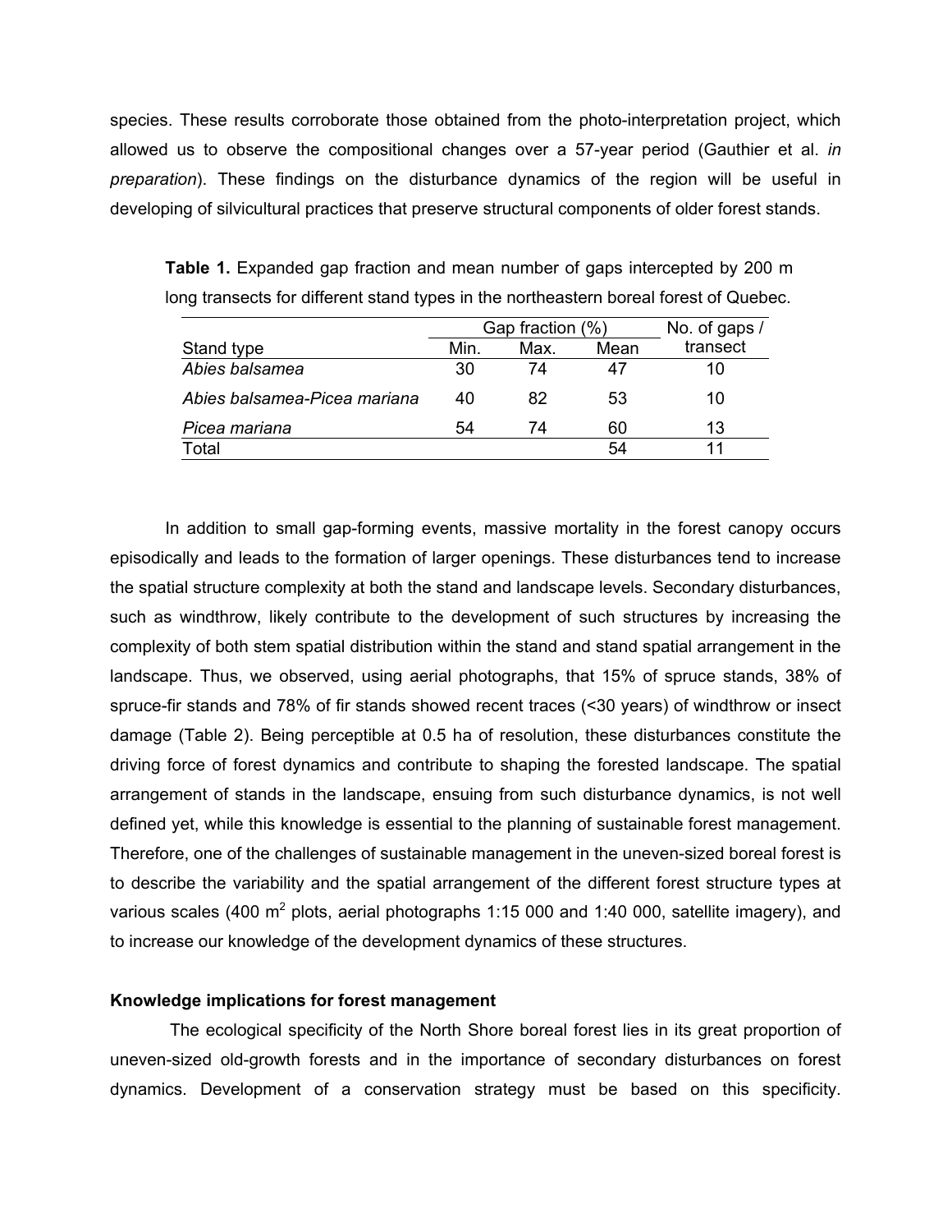species. These results corroborate those obtained from the photo-interpretation project, which allowed us to observe the compositional changes over a 57-year period (Gauthier et al. *in preparation*). These findings on the disturbance dynamics of the region will be useful in developing of silvicultural practices that preserve structural components of older forest stands.

**Table 1.** Expanded gap fraction and mean number of gaps intercepted by 200 m long transects for different stand types in the northeastern boreal forest of Quebec.

| | Gap fraction (%) | | | No. of gaps / transect |
|---|---|---|---|---|
| Stand type | Min. | Max. | Mean | |
| *Abies balsamea* | 30 | 74 | 47 | 10 |
| *Abies balsamea-Picea mariana* | 40 | 82 | 53 | 10 |
| *Picea mariana* | 54 | 74 | 60 | 13 |
| Total | | | 54 | 11 |

In addition to small gap-forming events, massive mortality in the forest canopy occurs episodically and leads to the formation of larger openings. These disturbances tend to increase the spatial structure complexity at both the stand and landscape levels. Secondary disturbances, such as windthrow, likely contribute to the development of such structures by increasing the complexity of both stem spatial distribution within the stand and stand spatial arrangement in the landscape. Thus, we observed, using aerial photographs, that 15% of spruce stands, 38% of spruce-fir stands and 78% of fir stands showed recent traces (<30 years) of windthrow or insect damage (Table 2). Being perceptible at 0.5 ha of resolution, these disturbances constitute the driving force of forest dynamics and contribute to shaping the forested landscape. The spatial arrangement of stands in the landscape, ensuing from such disturbance dynamics, is not well defined yet, while this knowledge is essential to the planning of sustainable forest management. Therefore, one of the challenges of sustainable management in the uneven-sized boreal forest is to describe the variability and the spatial arrangement of the different forest structure types at various scales (400 $m^2$ plots, aerial photographs 1:15 000 and 1:40 000, satellite imagery), and to increase our knowledge of the development dynamics of these structures.

**Knowledge implications for forest management**

The ecological specificity of the North Shore boreal forest lies in its great proportion of uneven-sized old-growth forests and in the importance of secondary disturbances on forest dynamics. Development of a conservation strategy must be based on this specificity.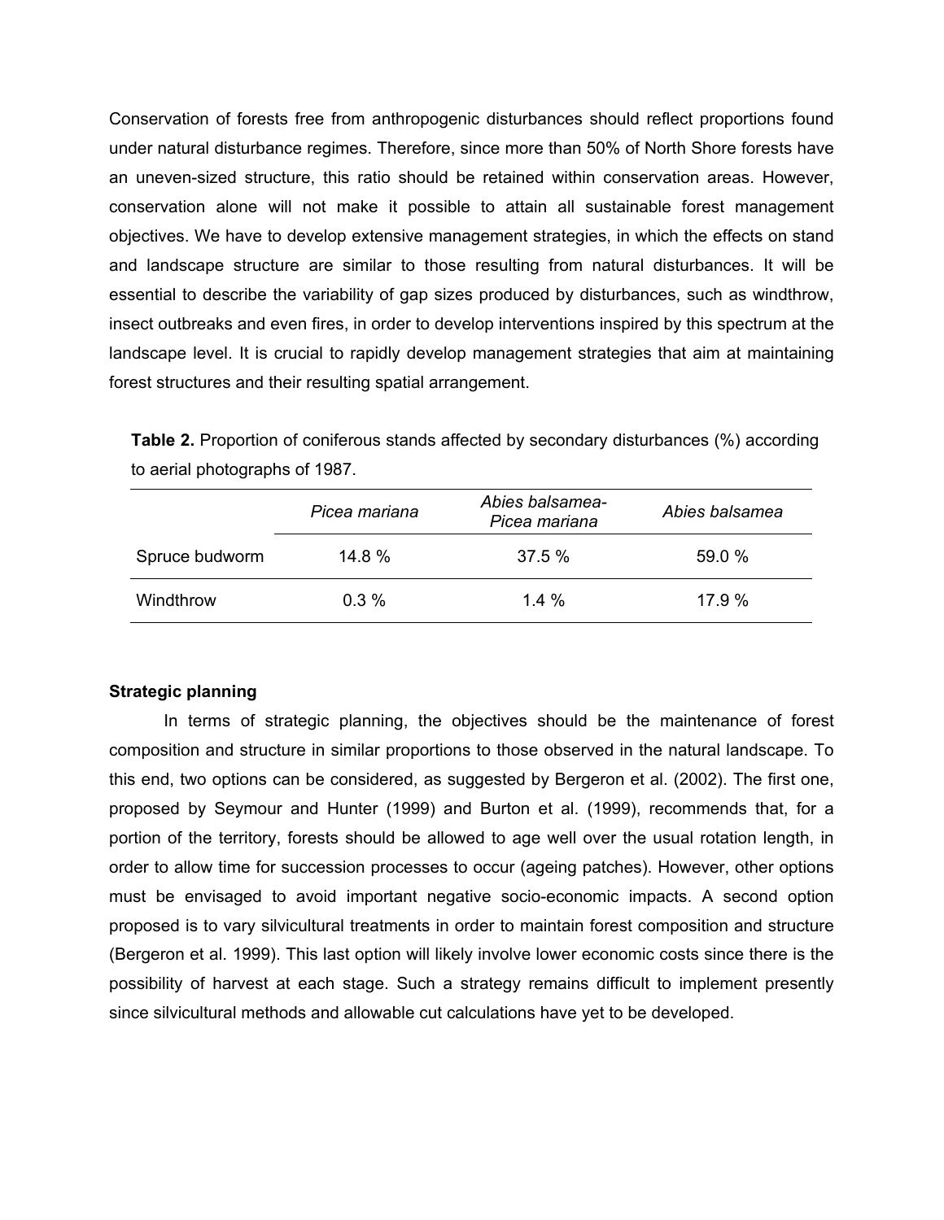Conservation of forests free from anthropogenic disturbances should reflect proportions found under natural disturbance regimes. Therefore, since more than 50% of North Shore forests have an uneven-sized structure, this ratio should be retained within conservation areas. However, conservation alone will not make it possible to attain all sustainable forest management objectives. We have to develop extensive management strategies, in which the effects on stand and landscape structure are similar to those resulting from natural disturbances. It will be essential to describe the variability of gap sizes produced by disturbances, such as windthrow, insect outbreaks and even fires, in order to develop interventions inspired by this spectrum at the landscape level. It is crucial to rapidly develop management strategies that aim at maintaining forest structures and their resulting spatial arrangement.

**Table 2.** Proportion of coniferous stands affected by secondary disturbances (%) according to aerial photographs of 1987.

| | *Picea mariana* | *Abies balsamea-Picea mariana* | *Abies balsamea* |
|---|---|---|---|
| Spruce budworm | 14.8 % | 37.5 % | 59.0 % |
| Windthrow | 0.3 % | 1.4 % | 17.9 % |

**Strategic planning**

In terms of strategic planning, the objectives should be the maintenance of forest composition and structure in similar proportions to those observed in the natural landscape. To this end, two options can be considered, as suggested by Bergeron et al. (2002). The first one, proposed by Seymour and Hunter (1999) and Burton et al. (1999), recommends that, for a portion of the territory, forests should be allowed to age well over the usual rotation length, in order to allow time for succession processes to occur (ageing patches). However, other options must be envisaged to avoid important negative socio-economic impacts. A second option proposed is to vary silvicultural treatments in order to maintain forest composition and structure (Bergeron et al. 1999). This last option will likely involve lower economic costs since there is the possibility of harvest at each stage. Such a strategy remains difficult to implement presently since silvicultural methods and allowable cut calculations have yet to be developed.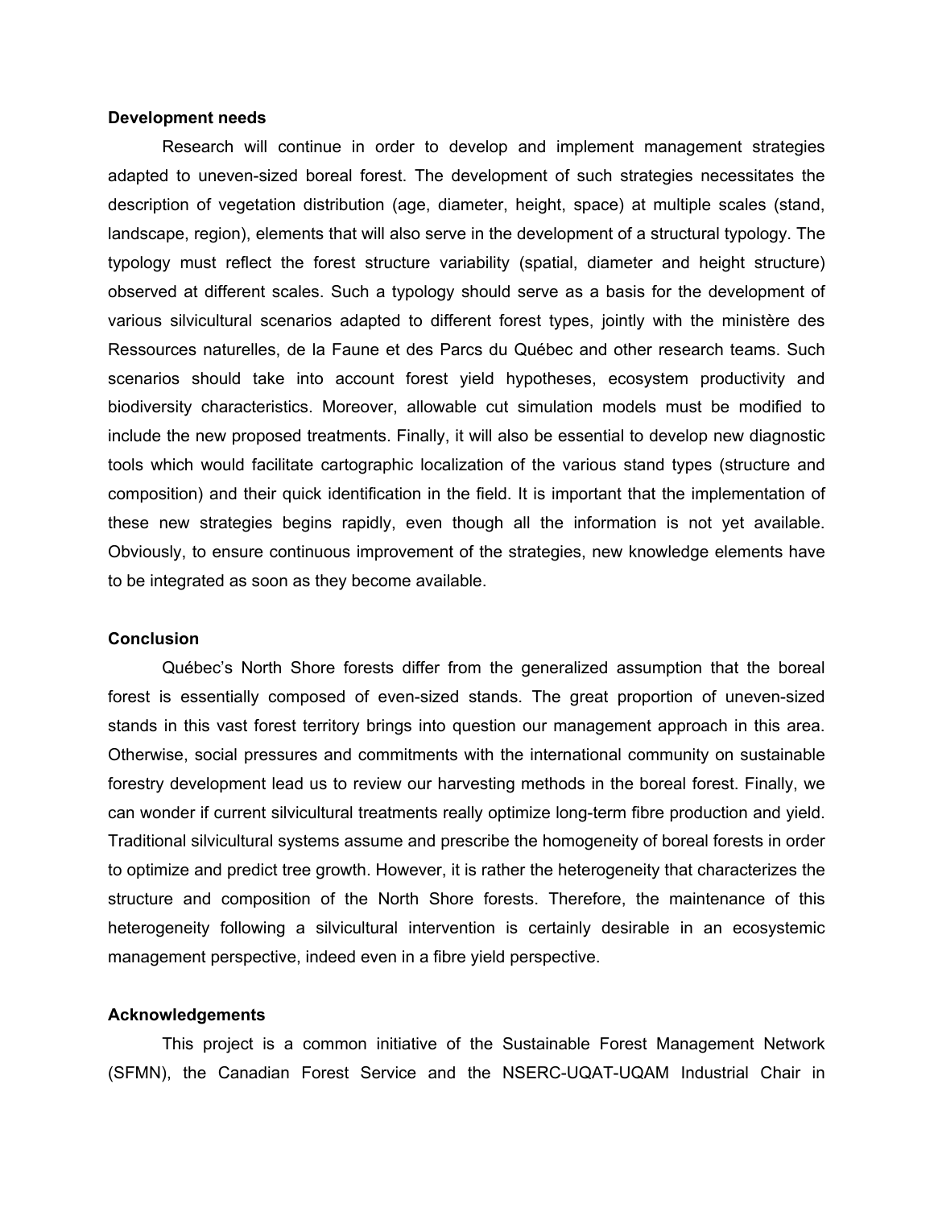**Development needs**

Research will continue in order to develop and implement management strategies adapted to uneven-sized boreal forest. The development of such strategies necessitates the description of vegetation distribution (age, diameter, height, space) at multiple scales (stand, landscape, region), elements that will also serve in the development of a structural typology. The typology must reflect the forest structure variability (spatial, diameter and height structure) observed at different scales. Such a typology should serve as a basis for the development of various silvicultural scenarios adapted to different forest types, jointly with the ministère des Ressources naturelles, de la Faune et des Parcs du Québec and other research teams. Such scenarios should take into account forest yield hypotheses, ecosystem productivity and biodiversity characteristics. Moreover, allowable cut simulation models must be modified to include the new proposed treatments. Finally, it will also be essential to develop new diagnostic tools which would facilitate cartographic localization of the various stand types (structure and composition) and their quick identification in the field. It is important that the implementation of these new strategies begins rapidly, even though all the information is not yet available. Obviously, to ensure continuous improvement of the strategies, new knowledge elements have to be integrated as soon as they become available.

**Conclusion**

Québec's North Shore forests differ from the generalized assumption that the boreal forest is essentially composed of even-sized stands. The great proportion of uneven-sized stands in this vast forest territory brings into question our management approach in this area. Otherwise, social pressures and commitments with the international community on sustainable forestry development lead us to review our harvesting methods in the boreal forest. Finally, we can wonder if current silvicultural treatments really optimize long-term fibre production and yield. Traditional silvicultural systems assume and prescribe the homogeneity of boreal forests in order to optimize and predict tree growth. However, it is rather the heterogeneity that characterizes the structure and composition of the North Shore forests. Therefore, the maintenance of this heterogeneity following a silvicultural intervention is certainly desirable in an ecosystemic management perspective, indeed even in a fibre yield perspective.

**Acknowledgements**

This project is a common initiative of the Sustainable Forest Management Network (SFMN), the Canadian Forest Service and the NSERC-UQAT-UQAM Industrial Chair in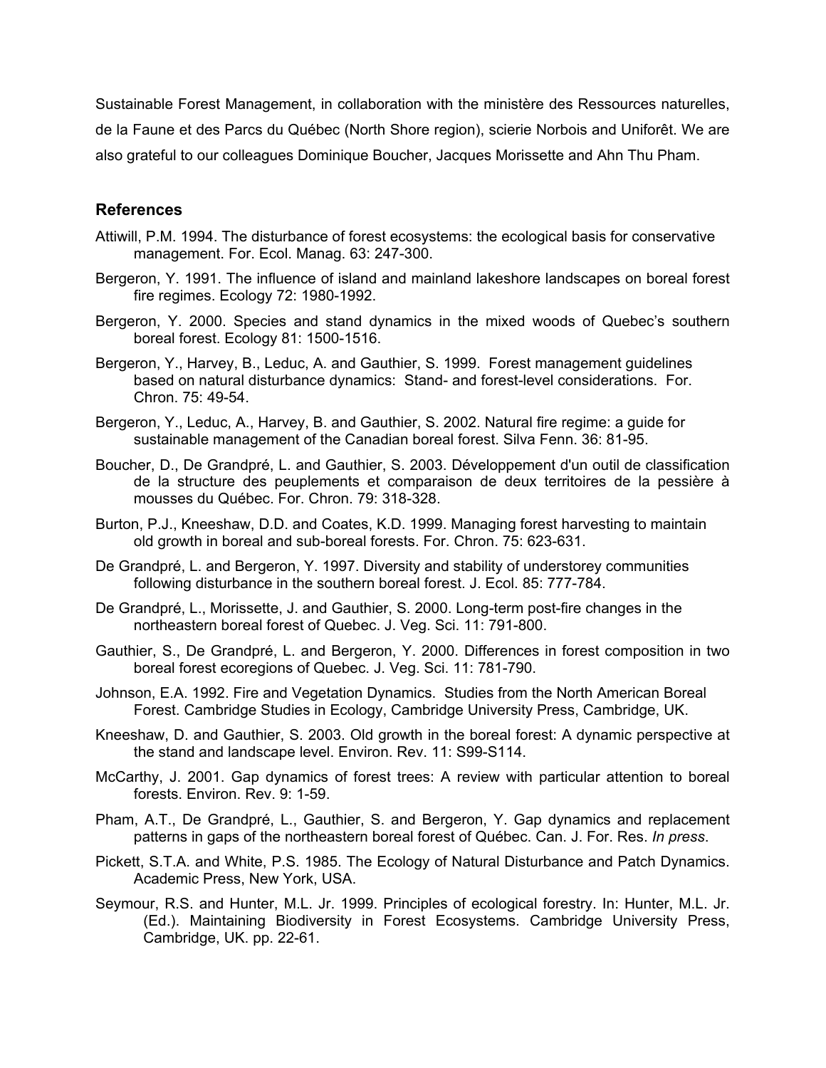Sustainable Forest Management, in collaboration with the ministère des Ressources naturelles, de la Faune et des Parcs du Québec (North Shore region), scierie Norbois and Uniforêt. We are also grateful to our colleagues Dominique Boucher, Jacques Morissette and Ahn Thu Pham.

## References

Attiwill, P.M. 1994. The disturbance of forest ecosystems: the ecological basis for conservative management. For. Ecol. Manag. 63: 247-300.

Bergeron, Y. 1991. The influence of island and mainland lakeshore landscapes on boreal forest fire regimes. Ecology 72: 1980-1992.

Bergeron, Y. 2000. Species and stand dynamics in the mixed woods of Quebec's southern boreal forest. Ecology 81: 1500-1516.

Bergeron, Y., Harvey, B., Leduc, A. and Gauthier, S. 1999. Forest management guidelines based on natural disturbance dynamics: Stand- and forest-level considerations. For. Chron. 75: 49-54.

Bergeron, Y., Leduc, A., Harvey, B. and Gauthier, S. 2002. Natural fire regime: a guide for sustainable management of the Canadian boreal forest. Silva Fenn. 36: 81-95.

Boucher, D., De Grandpré, L. and Gauthier, S. 2003. Développement d'un outil de classification de la structure des peuplements et comparaison de deux territoires de la pessière à mousses du Québec. For. Chron. 79: 318-328.

Burton, P.J., Kneeshaw, D.D. and Coates, K.D. 1999. Managing forest harvesting to maintain old growth in boreal and sub-boreal forests. For. Chron. 75: 623-631.

De Grandpré, L. and Bergeron, Y. 1997. Diversity and stability of understorey communities following disturbance in the southern boreal forest. J. Ecol. 85: 777-784.

De Grandpré, L., Morissette, J. and Gauthier, S. 2000. Long-term post-fire changes in the northeastern boreal forest of Quebec. J. Veg. Sci. 11: 791-800.

Gauthier, S., De Grandpré, L. and Bergeron, Y. 2000. Differences in forest composition in two boreal forest ecoregions of Quebec. J. Veg. Sci. 11: 781-790.

Johnson, E.A. 1992. Fire and Vegetation Dynamics. Studies from the North American Boreal Forest. Cambridge Studies in Ecology, Cambridge University Press, Cambridge, UK.

Kneeshaw, D. and Gauthier, S. 2003. Old growth in the boreal forest: A dynamic perspective at the stand and landscape level. Environ. Rev. 11: S99-S114.

McCarthy, J. 2001. Gap dynamics of forest trees: A review with particular attention to boreal forests. Environ. Rev. 9: 1-59.

Pham, A.T., De Grandpré, L., Gauthier, S. and Bergeron, Y. Gap dynamics and replacement patterns in gaps of the northeastern boreal forest of Québec. Can. J. For. Res. *In press*.

Pickett, S.T.A. and White, P.S. 1985. The Ecology of Natural Disturbance and Patch Dynamics. Academic Press, New York, USA.

Seymour, R.S. and Hunter, M.L. Jr. 1999. Principles of ecological forestry. In: Hunter, M.L. Jr. (Ed.). Maintaining Biodiversity in Forest Ecosystems. Cambridge University Press, Cambridge, UK. pp. 22-61.